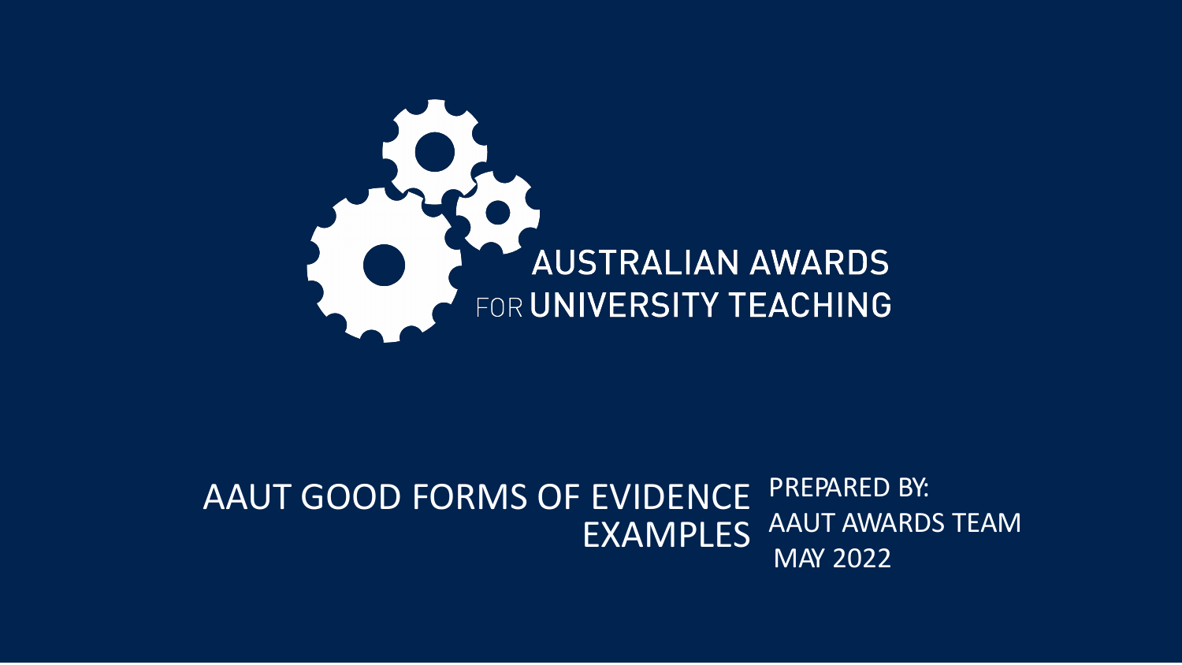AUSTRALIAN AWARDS FOR UNIVERSITY TEACHING

# AAUT GOOD FORMS OF EVIDENCE EXAMPLES

PREPARED BY:
AAUT AWARDS TEAM
MAY 2022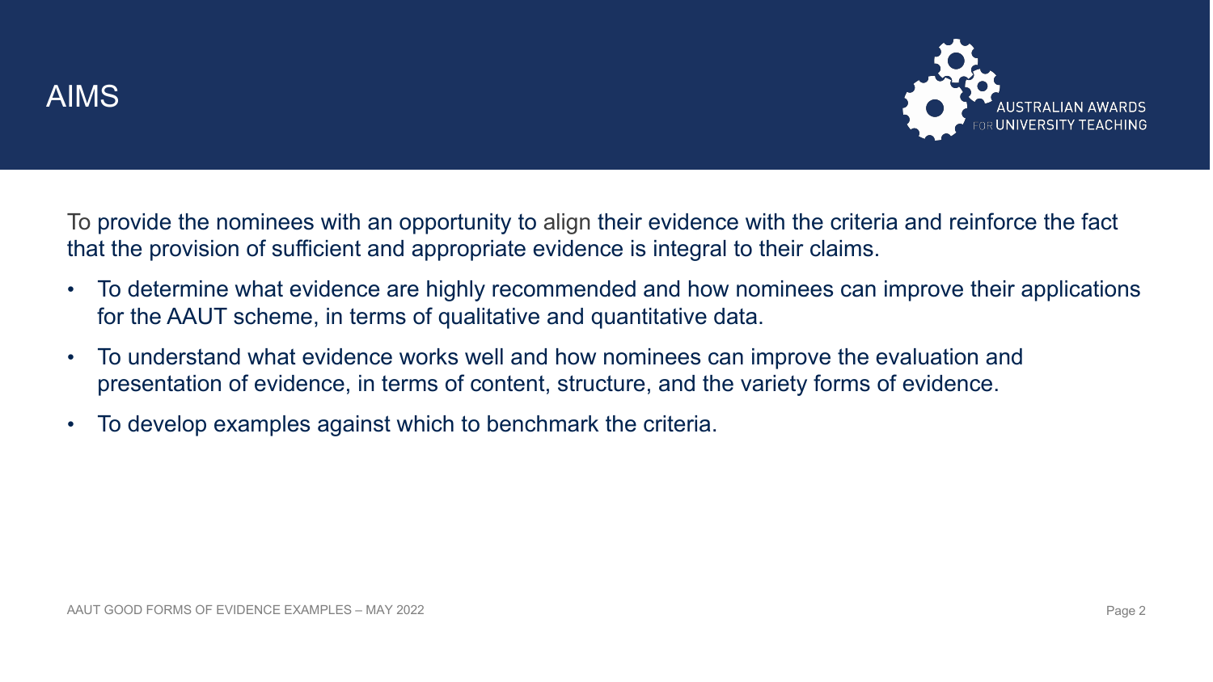# AIMS

To provide the nominees with an opportunity to align their evidence with the criteria and reinforce the fact that the provision of sufficient and appropriate evidence is integral to their claims.

- To determine what evidence are highly recommended and how nominees can improve their applications for the AAUT scheme, in terms of qualitative and quantitative data.
- To understand what evidence works well and how nominees can improve the evaluation and presentation of evidence, in terms of content, structure, and the variety forms of evidence.
- To develop examples against which to benchmark the criteria.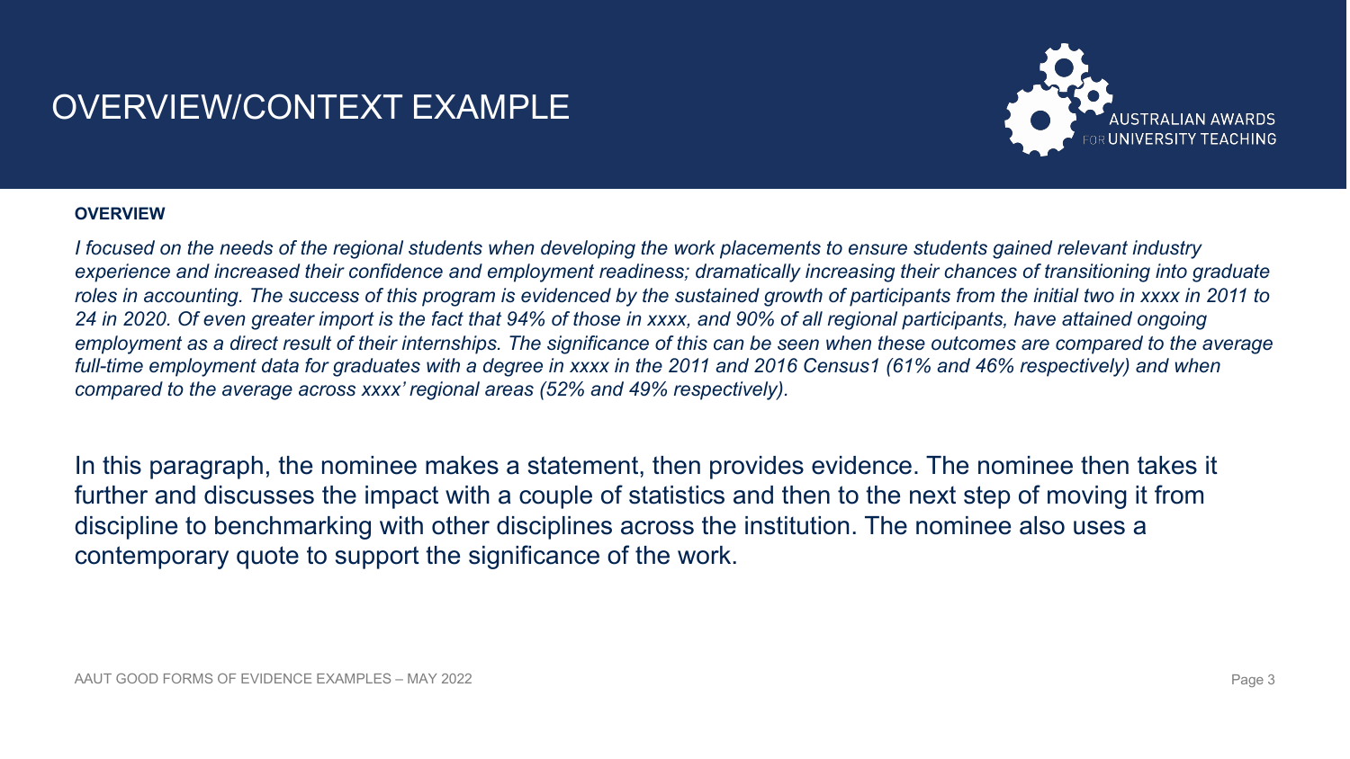# OVERVIEW/CONTEXT EXAMPLE

**OVERVIEW**

*I focused on the needs of the regional students when developing the work placements to ensure students gained relevant industry experience and increased their confidence and employment readiness; dramatically increasing their chances of transitioning into graduate roles in accounting. The success of this program is evidenced by the sustained growth of participants from the initial two in xxxx in 2011 to 24 in 2020. Of even greater import is the fact that 94% of those in xxxx, and 90% of all regional participants, have attained ongoing employment as a direct result of their internships. The significance of this can be seen when these outcomes are compared to the average full-time employment data for graduates with a degree in xxxx in the 2011 and 2016 Census1 (61% and 46% respectively) and when compared to the average across xxxx' regional areas (52% and 49% respectively).*

In this paragraph, the nominee makes a statement, then provides evidence. The nominee then takes it further and discusses the impact with a couple of statistics and then to the next step of moving it from discipline to benchmarking with other disciplines across the institution. The nominee also uses a contemporary quote to support the significance of the work.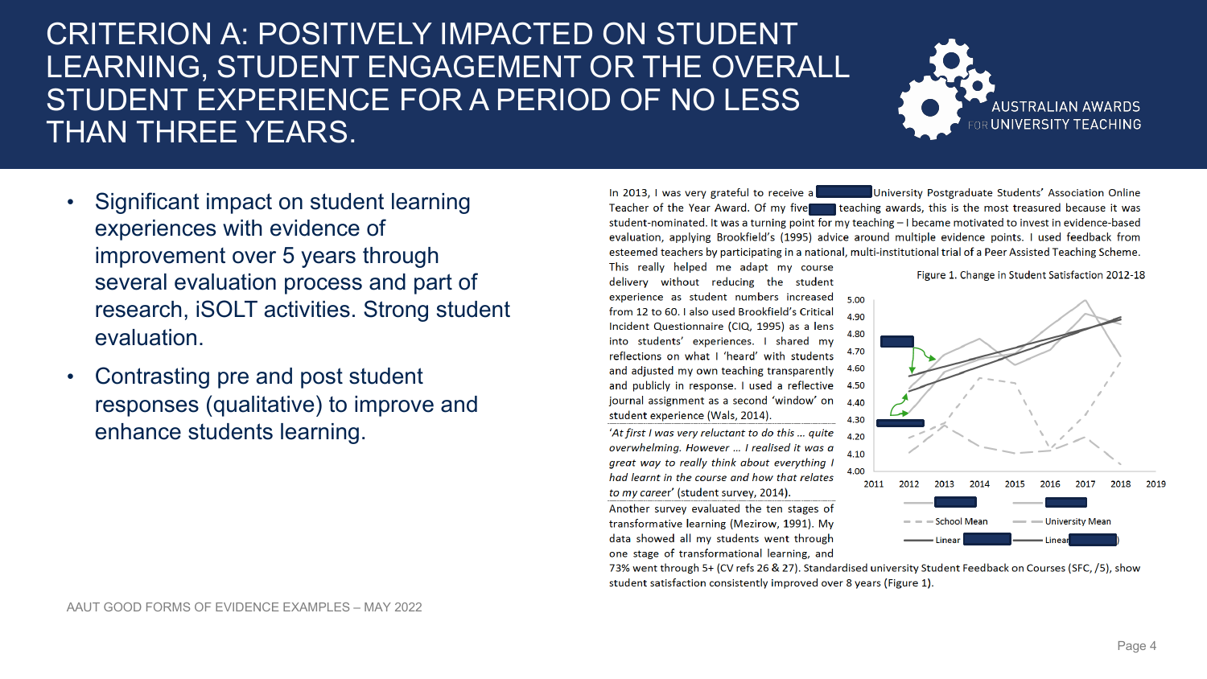# CRITERION A: POSITIVELY IMPACTED ON STUDENT LEARNING, STUDENT ENGAGEMENT OR THE OVERALL STUDENT EXPERIENCE FOR A PERIOD OF NO LESS THAN THREE YEARS.

AUSTRALIAN AWARDS FOR UNIVERSITY TEACHING

- Significant impact on student learning experiences with evidence of improvement over 5 years through several evaluation process and part of research, iSOLT activities. Strong student evaluation.
- Contrasting pre and post student responses (qualitative) to improve and enhance students learning.

In 2013, I was very grateful to receive a University Postgraduate Students' Association Online Teacher of the Year Award. Of my five teaching awards, this is the most treasured because it was student-nominated. It was a turning point for my teaching – I became motivated to invest in evidence-based evaluation, applying Brookfield's (1995) advice around multiple evidence points. I used feedback from esteemed teachers by participating in a national, multi-institutional trial of a Peer Assisted Teaching Scheme. This really helped me adapt my course delivery without reducing the student experience as student numbers increased from 12 to 60. I also used Brookfield's Critical Incident Questionnaire (CIQ, 1995) as a lens into students' experiences. I shared my reflections on what I 'heard' with students and adjusted my own teaching transparently and publicly in response. I used a reflective journal assignment as a second 'window' on student experience (Wals, 2014).

*'At first I was very reluctant to do this … quite overwhelming. However … I realised it was a great way to really think about everything I had learnt in the course and how that relates to my career'* (student survey, 2014).

Another survey evaluated the ten stages of transformative learning (Mezirow, 1991). My data showed all my students went through one stage of transformational learning, and 73% went through 5+ (CV refs 26 & 27). Standardised university Student Feedback on Courses (SFC, /5), show student satisfaction consistently improved over 8 years (Figure 1).

Figure 1. Change in Student Satisfaction 2012-18

AAUT GOOD FORMS OF EVIDENCE EXAMPLES – MAY 2022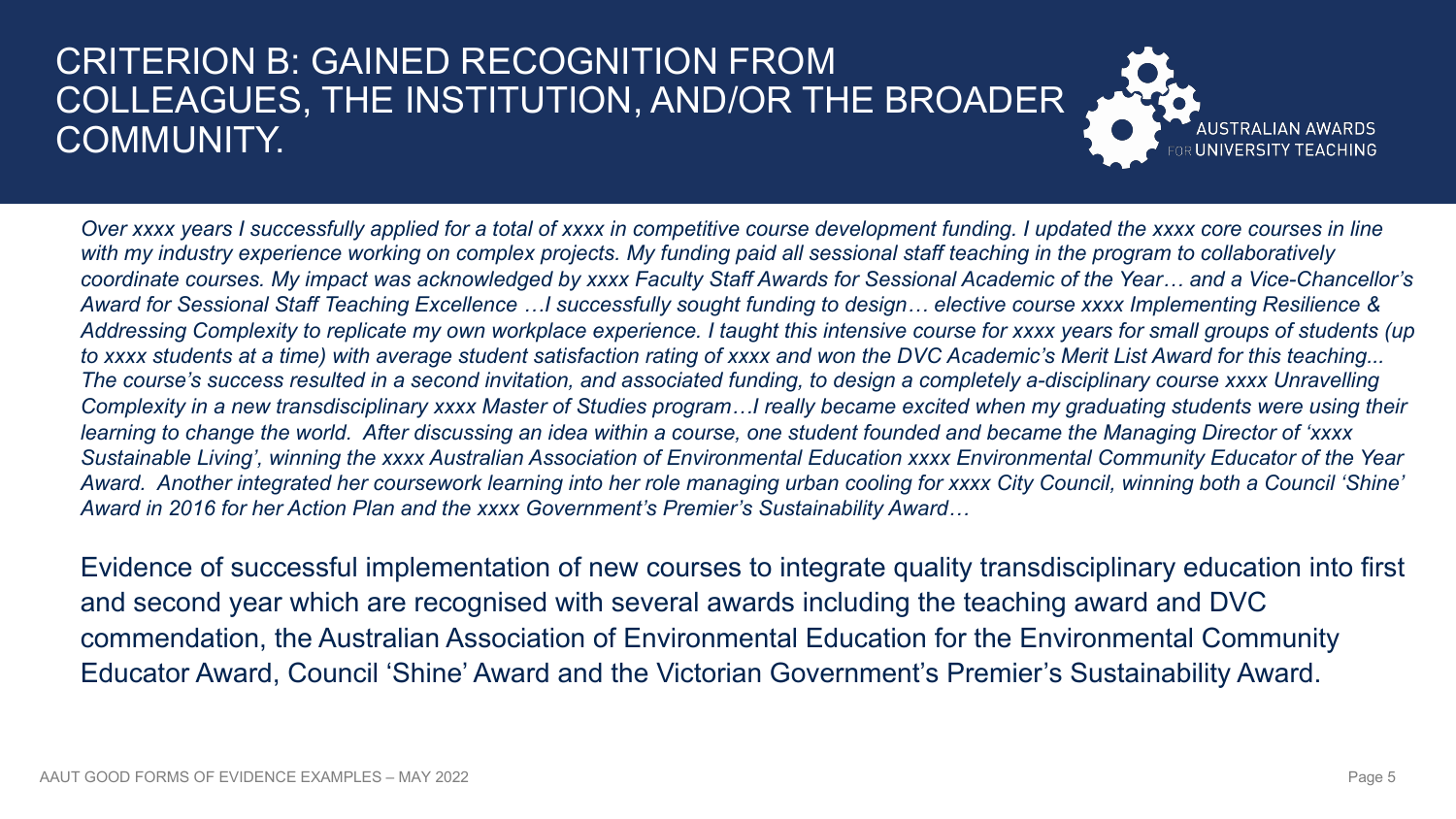# CRITERION B: GAINED RECOGNITION FROM COLLEAGUES, THE INSTITUTION, AND/OR THE BROADER COMMUNITY.

*Over xxxx years I successfully applied for a total of xxxx in competitive course development funding. I updated the xxxx core courses in line with my industry experience working on complex projects. My funding paid all sessional staff teaching in the program to collaboratively coordinate courses. My impact was acknowledged by xxxx Faculty Staff Awards for Sessional Academic of the Year… and a Vice-Chancellor's Award for Sessional Staff Teaching Excellence …I successfully sought funding to design… elective course xxxx Implementing Resilience & Addressing Complexity to replicate my own workplace experience. I taught this intensive course for xxxx years for small groups of students (up to xxxx students at a time) with average student satisfaction rating of xxxx and won the DVC Academic's Merit List Award for this teaching... The course's success resulted in a second invitation, and associated funding, to design a completely a-disciplinary course xxxx Unravelling Complexity in a new transdisciplinary xxxx Master of Studies program…I really became excited when my graduating students were using their learning to change the world. After discussing an idea within a course, one student founded and became the Managing Director of 'xxxx Sustainable Living', winning the xxxx Australian Association of Environmental Education xxxx Environmental Community Educator of the Year Award. Another integrated her coursework learning into her role managing urban cooling for xxxx City Council, winning both a Council 'Shine' Award in 2016 for her Action Plan and the xxxx Government's Premier's Sustainability Award…*

Evidence of successful implementation of new courses to integrate quality transdisciplinary education into first and second year which are recognised with several awards including the teaching award and DVC commendation, the Australian Association of Environmental Education for the Environmental Community Educator Award, Council 'Shine' Award and the Victorian Government's Premier's Sustainability Award.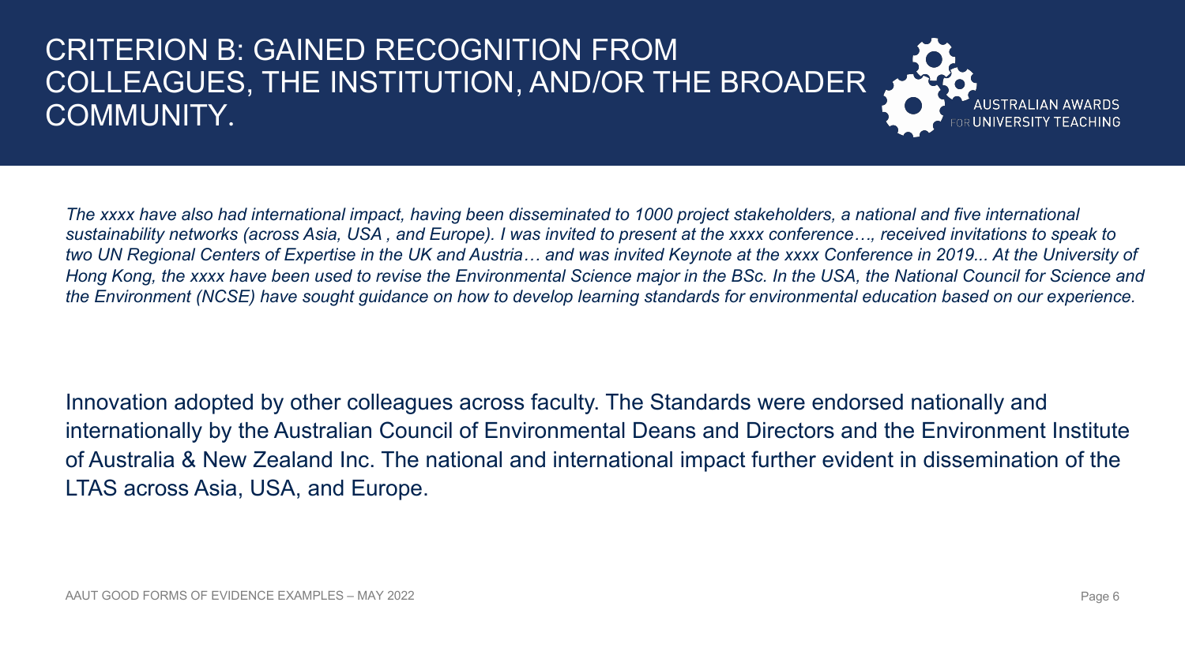# CRITERION B: GAINED RECOGNITION FROM COLLEAGUES, THE INSTITUTION, AND/OR THE BROADER COMMUNITY.

*The xxxx have also had international impact, having been disseminated to 1000 project stakeholders, a national and five international sustainability networks (across Asia, USA , and Europe). I was invited to present at the xxxx conference…, received invitations to speak to two UN Regional Centers of Expertise in the UK and Austria… and was invited Keynote at the xxxx Conference in 2019... At the University of Hong Kong, the xxxx have been used to revise the Environmental Science major in the BSc. In the USA, the National Council for Science and the Environment (NCSE) have sought guidance on how to develop learning standards for environmental education based on our experience.*

Innovation adopted by other colleagues across faculty. The Standards were endorsed nationally and internationally by the Australian Council of Environmental Deans and Directors and the Environment Institute of Australia & New Zealand Inc. The national and international impact further evident in dissemination of the LTAS across Asia, USA, and Europe.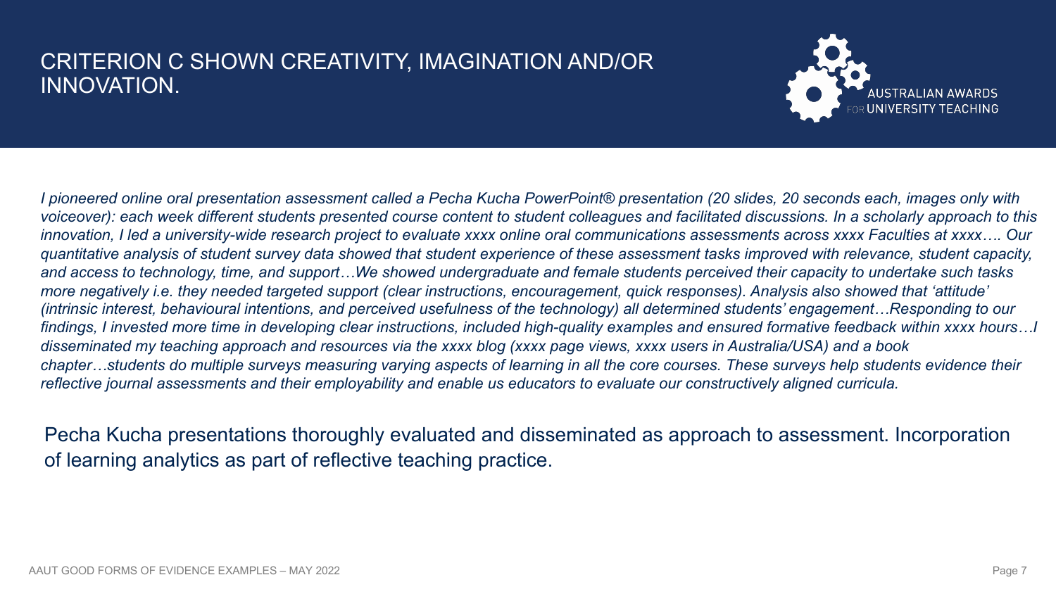# CRITERION C SHOWN CREATIVITY, IMAGINATION AND/OR INNOVATION.

*I pioneered online oral presentation assessment called a Pecha Kucha PowerPoint® presentation (20 slides, 20 seconds each, images only with voiceover): each week different students presented course content to student colleagues and facilitated discussions. In a scholarly approach to this innovation, I led a university-wide research project to evaluate xxxx online oral communications assessments across xxxx Faculties at xxxx…. Our quantitative analysis of student survey data showed that student experience of these assessment tasks improved with relevance, student capacity, and access to technology, time, and support…We showed undergraduate and female students perceived their capacity to undertake such tasks more negatively i.e. they needed targeted support (clear instructions, encouragement, quick responses). Analysis also showed that 'attitude' (intrinsic interest, behavioural intentions, and perceived usefulness of the technology) all determined students' engagement…Responding to our findings, I invested more time in developing clear instructions, included high-quality examples and ensured formative feedback within xxxx hours…I disseminated my teaching approach and resources via the xxxx blog (xxxx page views, xxxx users in Australia/USA) and a book chapter…students do multiple surveys measuring varying aspects of learning in all the core courses. These surveys help students evidence their reflective journal assessments and their employability and enable us educators to evaluate our constructively aligned curricula.*

Pecha Kucha presentations thoroughly evaluated and disseminated as approach to assessment. Incorporation of learning analytics as part of reflective teaching practice.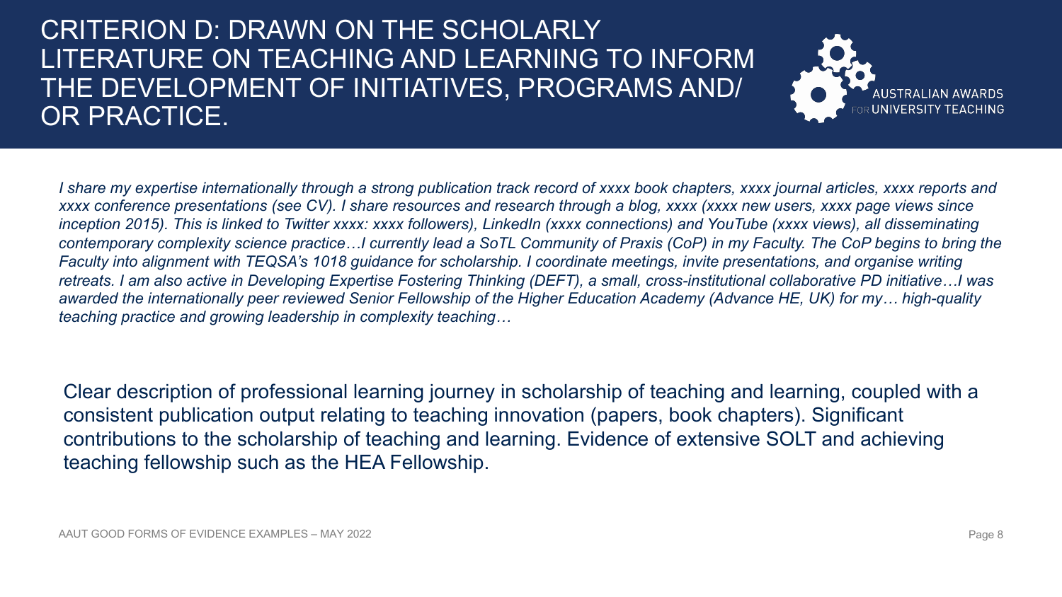# CRITERION D: DRAWN ON THE SCHOLARLY LITERATURE ON TEACHING AND LEARNING TO INFORM THE DEVELOPMENT OF INITIATIVES, PROGRAMS AND/ OR PRACTICE.

AUSTRALIAN AWARDS FOR UNIVERSITY TEACHING

*I share my expertise internationally through a strong publication track record of xxxx book chapters, xxxx journal articles, xxxx reports and xxxx conference presentations (see CV). I share resources and research through a blog, xxxx (xxxx new users, xxxx page views since inception 2015). This is linked to Twitter xxxx: xxxx followers), LinkedIn (xxxx connections) and YouTube (xxxx views), all disseminating contemporary complexity science practice…I currently lead a SoTL Community of Praxis (CoP) in my Faculty. The CoP begins to bring the Faculty into alignment with TEQSA's 1018 guidance for scholarship. I coordinate meetings, invite presentations, and organise writing retreats. I am also active in Developing Expertise Fostering Thinking (DEFT), a small, cross-institutional collaborative PD initiative…I was awarded the internationally peer reviewed Senior Fellowship of the Higher Education Academy (Advance HE, UK) for my… high-quality teaching practice and growing leadership in complexity teaching…*

Clear description of professional learning journey in scholarship of teaching and learning, coupled with a consistent publication output relating to teaching innovation (papers, book chapters). Significant contributions to the scholarship of teaching and learning. Evidence of extensive SOLT and achieving teaching fellowship such as the HEA Fellowship.